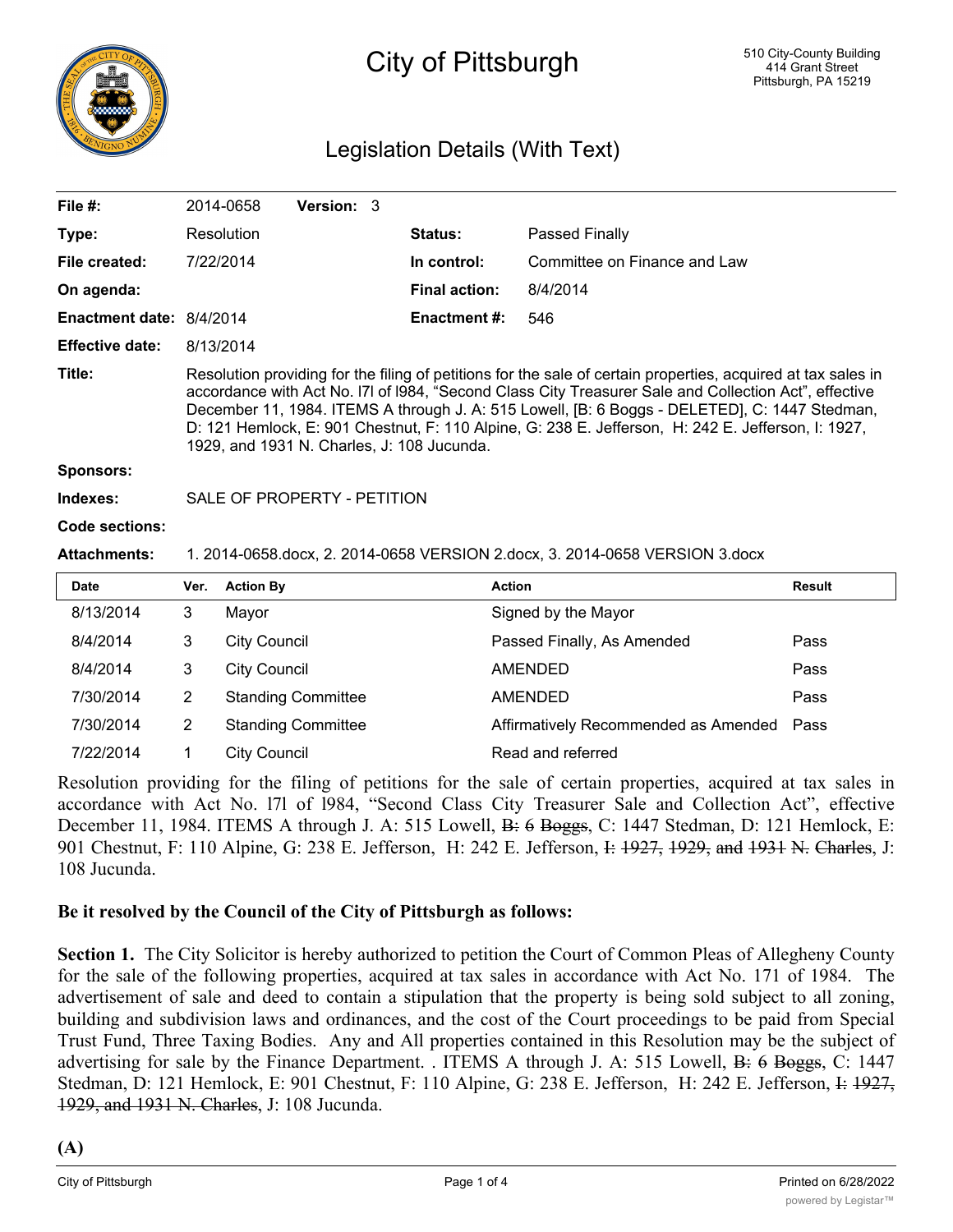# City of Pittsburgh

510 City-County Building
414 Grant Street
Pittsburgh, PA 15219

## Legislation Details (With Text)

| | | | |
|---|---|---|---|
| **File #:** | 2014-0658 **Version:** 3 | | |
| **Type:** | Resolution | **Status:** | Passed Finally |
| **File created:** | 7/22/2014 | **In control:** | Committee on Finance and Law |
| **On agenda:** | | **Final action:** | 8/4/2014 |
| **Enactment date:** | 8/4/2014 | **Enactment #:** | 546 |
| **Effective date:** | 8/13/2014 | | |

**Title:** Resolution providing for the filing of petitions for the sale of certain properties, acquired at tax sales in accordance with Act No. l7l of l984, "Second Class City Treasurer Sale and Collection Act", effective December 11, 1984. ITEMS A through J. A: 515 Lowell, [B: 6 Boggs - DELETED], C: 1447 Stedman, D: 121 Hemlock, E: 901 Chestnut, F: 110 Alpine, G: 238 E. Jefferson, H: 242 E. Jefferson, I: 1927, 1929, and 1931 N. Charles, J: 108 Jucunda.

**Sponsors:**

**Indexes:** SALE OF PROPERTY - PETITION

**Code sections:**

**Attachments:** 1. 2014-0658.docx, 2. 2014-0658 VERSION 2.docx, 3. 2014-0658 VERSION 3.docx

| Date | Ver. | Action By | Action | Result |
|---|---|---|---|---|
| 8/13/2014 | 3 | Mayor | Signed by the Mayor | |
| 8/4/2014 | 3 | City Council | Passed Finally, As Amended | Pass |
| 8/4/2014 | 3 | City Council | AMENDED | Pass |
| 7/30/2014 | 2 | Standing Committee | AMENDED | Pass |
| 7/30/2014 | 2 | Standing Committee | Affirmatively Recommended as Amended | Pass |
| 7/22/2014 | 1 | City Council | Read and referred | |

Resolution providing for the filing of petitions for the sale of certain properties, acquired at tax sales in accordance with Act No. l7l of l984, "Second Class City Treasurer Sale and Collection Act", effective December 11, 1984. ITEMS A through J. A: 515 Lowell, ~~B: 6 Boggs~~, C: 1447 Stedman, D: 121 Hemlock, E: 901 Chestnut, F: 110 Alpine, G: 238 E. Jefferson, H: 242 E. Jefferson, ~~I: 1927, 1929, and 1931 N. Charles~~, J: 108 Jucunda.

**Be it resolved by the Council of the City of Pittsburgh as follows:**

**Section 1.** The City Solicitor is hereby authorized to petition the Court of Common Pleas of Allegheny County for the sale of the following properties, acquired at tax sales in accordance with Act No. 171 of 1984. The advertisement of sale and deed to contain a stipulation that the property is being sold subject to all zoning, building and subdivision laws and ordinances, and the cost of the Court proceedings to be paid from Special Trust Fund, Three Taxing Bodies. Any and All properties contained in this Resolution may be the subject of advertising for sale by the Finance Department. . ITEMS A through J. A: 515 Lowell, ~~B: 6 Boggs~~, C: 1447 Stedman, D: 121 Hemlock, E: 901 Chestnut, F: 110 Alpine, G: 238 E. Jefferson, H: 242 E. Jefferson, ~~I: 1927, 1929, and 1931 N. Charles~~, J: 108 Jucunda.

**(A)**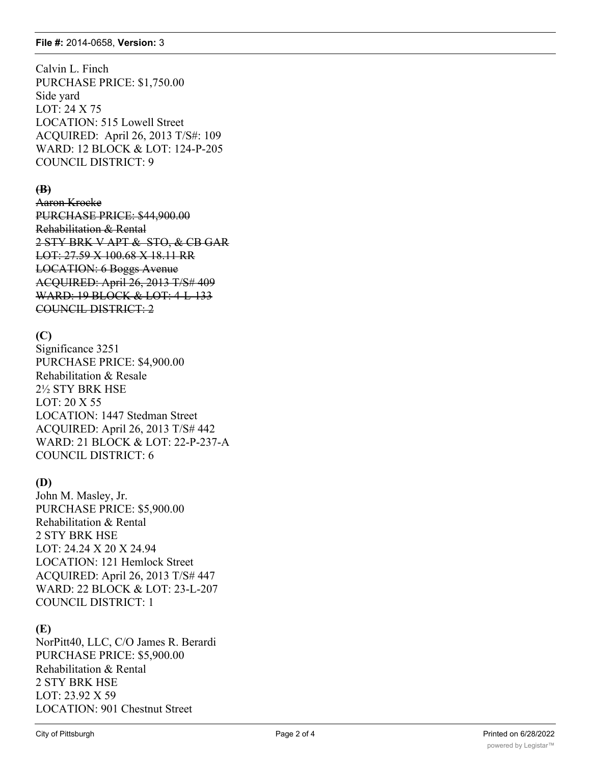Calvin L. Finch
PURCHASE PRICE: $1,750.00
Side yard
LOT: 24 X 75
LOCATION: 515 Lowell Street
ACQUIRED: April 26, 2013 T/S#: 109
WARD: 12 BLOCK & LOT: 124-P-205
COUNCIL DISTRICT: 9

~~**(B)**~~
~~Aaron Kroeke~~
~~PURCHASE PRICE: $44,900.00~~
~~Rehabilitation & Rental~~
~~2 STY BRK V APT & STO, & CB GAR~~
~~LOT: 27.59 X 100.68 X 18.11 RR~~
~~LOCATION: 6 Boggs Avenue~~
~~ACQUIRED: April 26, 2013 T/S# 409~~
~~WARD: 19 BLOCK & LOT: 4-L-133~~
~~COUNCIL DISTRICT: 2~~

**(C)**
Significance 3251
PURCHASE PRICE: $4,900.00
Rehabilitation & Resale
2½ STY BRK HSE
LOT: 20 X 55
LOCATION: 1447 Stedman Street
ACQUIRED: April 26, 2013 T/S# 442
WARD: 21 BLOCK & LOT: 22-P-237-A
COUNCIL DISTRICT: 6

**(D)**
John M. Masley, Jr.
PURCHASE PRICE: $5,900.00
Rehabilitation & Rental
2 STY BRK HSE
LOT: 24.24 X 20 X 24.94
LOCATION: 121 Hemlock Street
ACQUIRED: April 26, 2013 T/S# 447
WARD: 22 BLOCK & LOT: 23-L-207
COUNCIL DISTRICT: 1

**(E)**
NorPitt40, LLC, C/O James R. Berardi
PURCHASE PRICE: $5,900.00
Rehabilitation & Rental
2 STY BRK HSE
LOT: 23.92 X 59
LOCATION: 901 Chestnut Street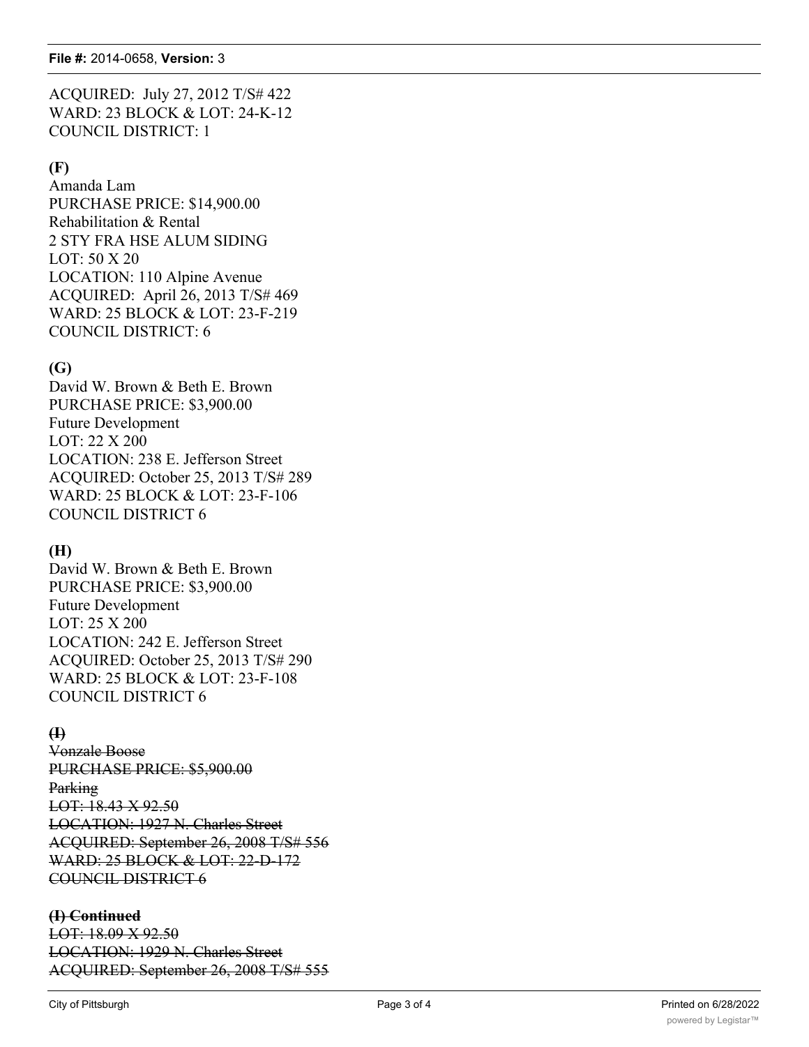ACQUIRED: July 27, 2012 T/S# 422
WARD: 23 BLOCK & LOT: 24-K-12
COUNCIL DISTRICT: 1

**(F)**
Amanda Lam
PURCHASE PRICE: $14,900.00
Rehabilitation & Rental
2 STY FRA HSE ALUM SIDING
LOT: 50 X 20
LOCATION: 110 Alpine Avenue
ACQUIRED: April 26, 2013 T/S# 469
WARD: 25 BLOCK & LOT: 23-F-219
COUNCIL DISTRICT: 6

**(G)**
David W. Brown & Beth E. Brown
PURCHASE PRICE: $3,900.00
Future Development
LOT: 22 X 200
LOCATION: 238 E. Jefferson Street
ACQUIRED: October 25, 2013 T/S# 289
WARD: 25 BLOCK & LOT: 23-F-106
COUNCIL DISTRICT 6

**(H)**
David W. Brown & Beth E. Brown
PURCHASE PRICE: $3,900.00
Future Development
LOT: 25 X 200
LOCATION: 242 E. Jefferson Street
ACQUIRED: October 25, 2013 T/S# 290
WARD: 25 BLOCK & LOT: 23-F-108
COUNCIL DISTRICT 6

~~**(I)**~~
~~Vonzale Boose~~
~~PURCHASE PRICE: $5,900.00~~
~~Parking~~
~~LOT: 18.43 X 92.50~~
~~LOCATION: 1927 N. Charles Street~~
~~ACQUIRED: September 26, 2008 T/S# 556~~
~~WARD: 25 BLOCK & LOT: 22-D-172~~
~~COUNCIL DISTRICT 6~~

~~**(I) Continued**~~
~~LOT: 18.09 X 92.50~~
~~LOCATION: 1929 N. Charles Street~~
~~ACQUIRED: September 26, 2008 T/S# 555~~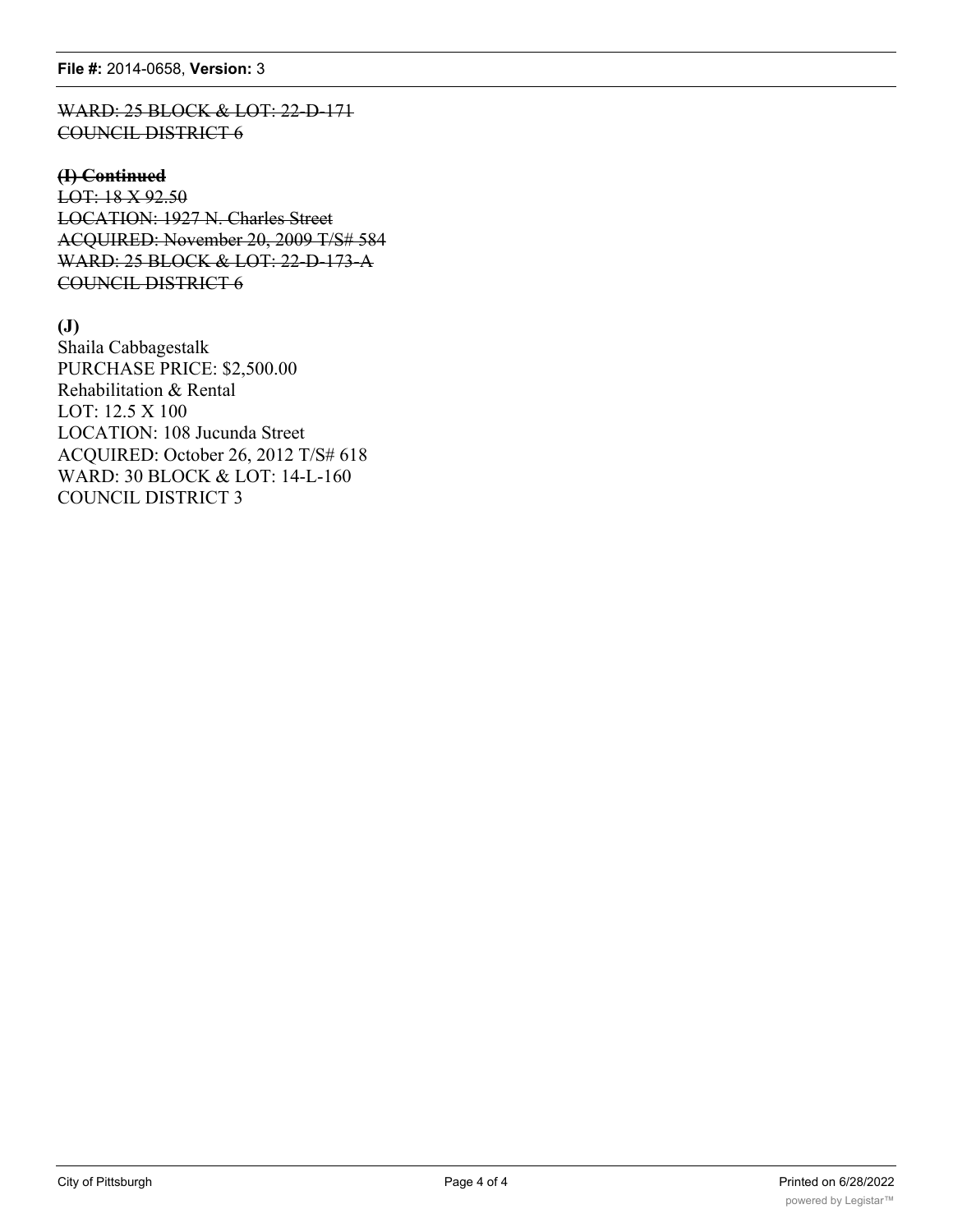~~WARD: 25 BLOCK & LOT: 22-D-171~~
~~COUNCIL DISTRICT 6~~

~~**(I) Continued**~~
~~LOT: 18 X 92.50~~
~~LOCATION: 1927 N. Charles Street~~
~~ACQUIRED: November 20, 2009 T/S# 584~~
~~WARD: 25 BLOCK & LOT: 22-D-173-A~~
~~COUNCIL DISTRICT 6~~

**(J)**
Shaila Cabbagestalk
PURCHASE PRICE: $2,500.00
Rehabilitation & Rental
LOT: 12.5 X 100
LOCATION: 108 Jucunda Street
ACQUIRED: October 26, 2012 T/S# 618
WARD: 30 BLOCK & LOT: 14-L-160
COUNCIL DISTRICT 3